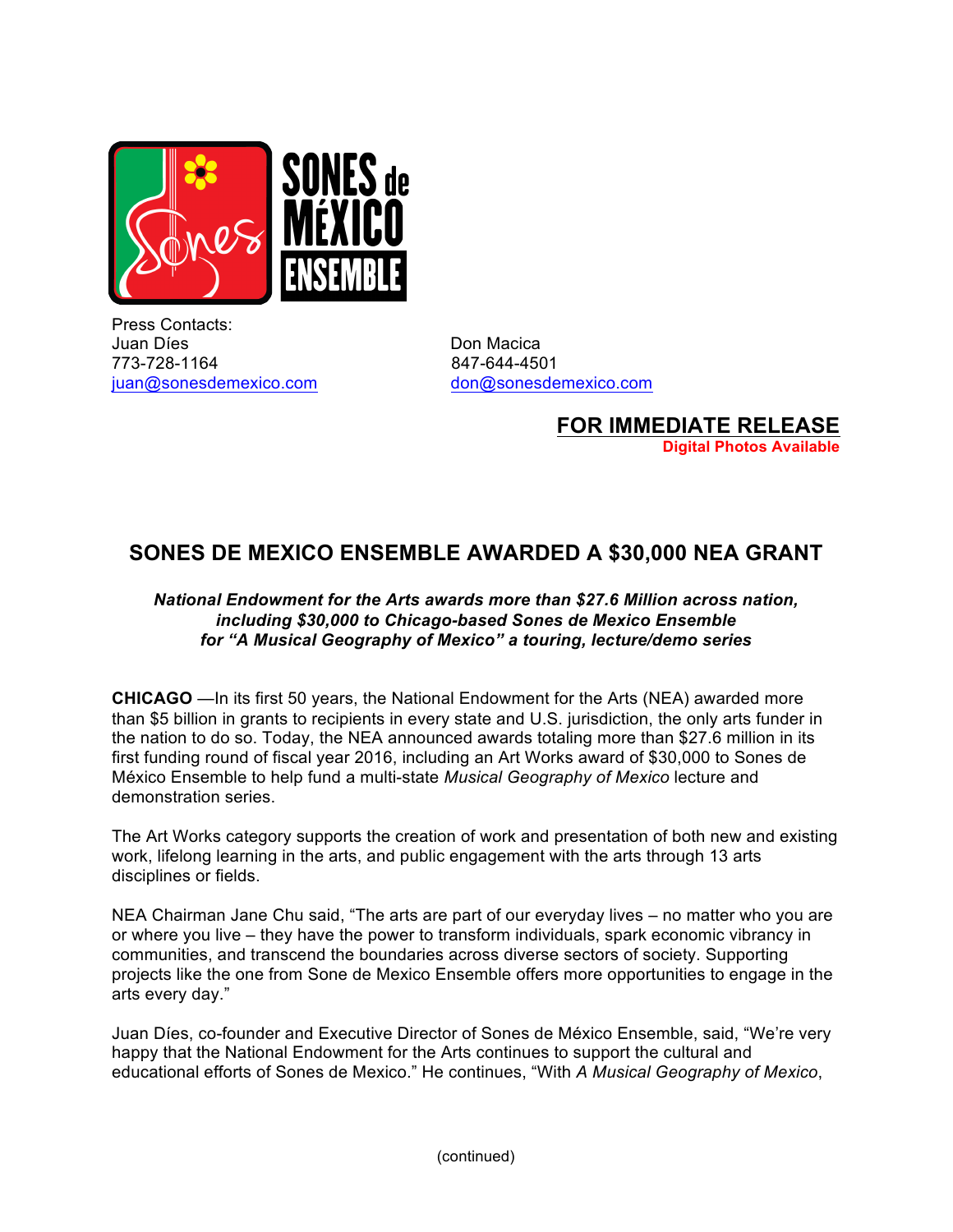Press Contacts:

Juan Díes
773-728-1164
juan@sonesdemexico.com

Don Macica
847-644-4501
don@sonesdemexico.com

**FOR IMMEDIATE RELEASE**
**Digital Photos Available**

## SONES DE MEXICO ENSEMBLE AWARDED A $30,000 NEA GRANT

***National Endowment for the Arts awards more than $27.6 Million across nation, including $30,000 to Chicago-based Sones de Mexico Ensemble for "A Musical Geography of Mexico" a touring, lecture/demo series***

**CHICAGO** —In its first 50 years, the National Endowment for the Arts (NEA) awarded more than $5 billion in grants to recipients in every state and U.S. jurisdiction, the only arts funder in the nation to do so. Today, the NEA announced awards totaling more than $27.6 million in its first funding round of fiscal year 2016, including an Art Works award of $30,000 to Sones de México Ensemble to help fund a multi-state *Musical Geography of Mexico* lecture and demonstration series.

The Art Works category supports the creation of work and presentation of both new and existing work, lifelong learning in the arts, and public engagement with the arts through 13 arts disciplines or fields.

NEA Chairman Jane Chu said, "The arts are part of our everyday lives – no matter who you are or where you live – they have the power to transform individuals, spark economic vibrancy in communities, and transcend the boundaries across diverse sectors of society. Supporting projects like the one from Sone de Mexico Ensemble offers more opportunities to engage in the arts every day."

Juan Díes, co-founder and Executive Director of Sones de México Ensemble, said, "We're very happy that the National Endowment for the Arts continues to support the cultural and educational efforts of Sones de Mexico." He continues, "With *A Musical Geography of Mexico*,

(continued)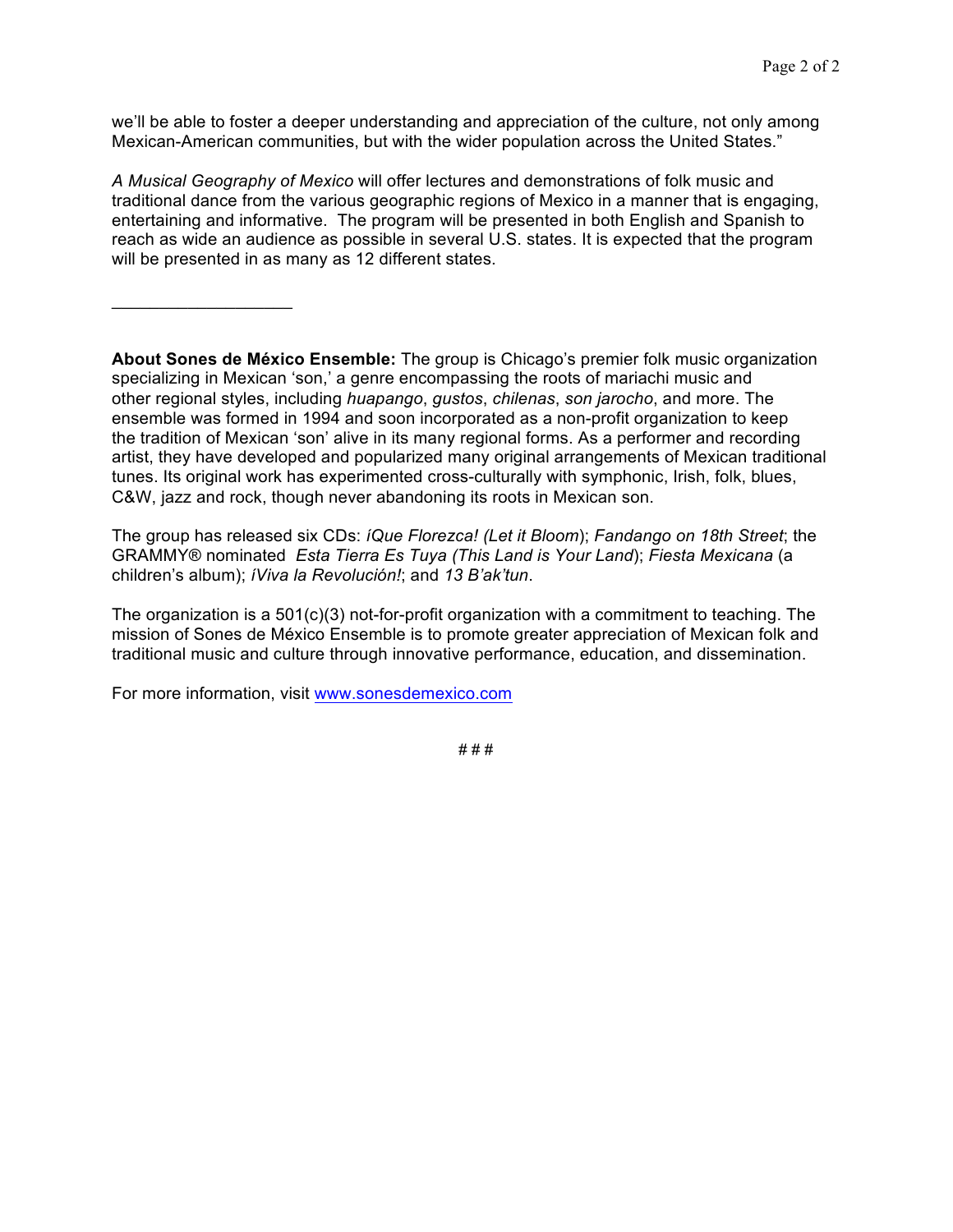we'll be able to foster a deeper understanding and appreciation of the culture, not only among Mexican-American communities, but with the wider population across the United States."

*A Musical Geography of Mexico* will offer lectures and demonstrations of folk music and traditional dance from the various geographic regions of Mexico in a manner that is engaging, entertaining and informative. The program will be presented in both English and Spanish to reach as wide an audience as possible in several U.S. states. It is expected that the program will be presented in as many as 12 different states.

---

**About Sones de México Ensemble:** The group is Chicago's premier folk music organization specializing in Mexican 'son,' a genre encompassing the roots of mariachi music and other regional styles, including *huapango*, *gustos*, *chilenas*, *son jarocho*, and more. The ensemble was formed in 1994 and soon incorporated as a non-profit organization to keep the tradition of Mexican 'son' alive in its many regional forms. As a performer and recording artist, they have developed and popularized many original arrangements of Mexican traditional tunes. Its original work has experimented cross-culturally with symphonic, Irish, folk, blues, C&W, jazz and rock, though never abandoning its roots in Mexican son.

The group has released six CDs: *¡Que Florezca! (Let it Bloom*); *Fandango on 18th Street*; the GRAMMY® nominated *Esta Tierra Es Tuya (This Land is Your Land*); *Fiesta Mexicana* (a children's album); *¡Viva la Revolución!*; and *13 B'ak'tun*.

The organization is a 501(c)(3) not-for-profit organization with a commitment to teaching. The mission of Sones de México Ensemble is to promote greater appreciation of Mexican folk and traditional music and culture through innovative performance, education, and dissemination.

For more information, visit www.sonesdemexico.com

# # #